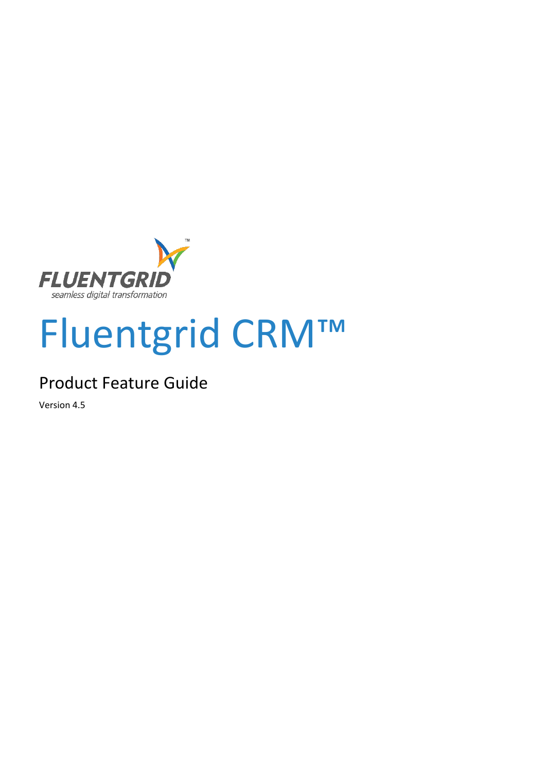FLUENTGRID

seamless digital transformation

# Fluentgrid CRM™

## Product Feature Guide

Version 4.5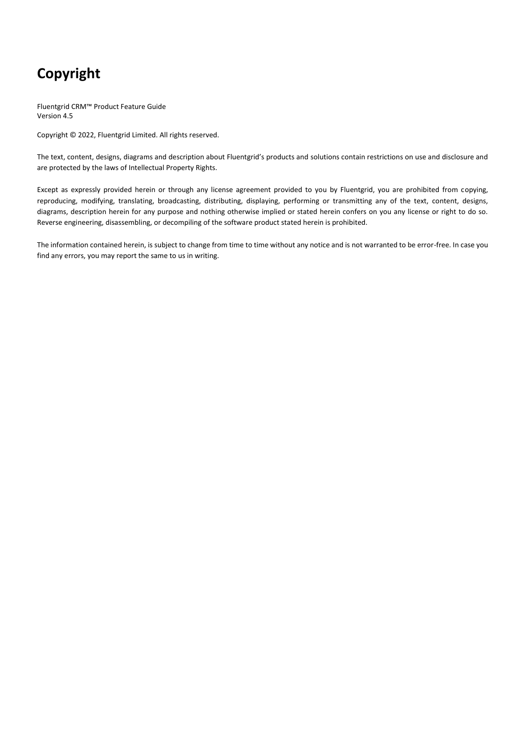# Copyright

Fluentgrid CRM™ Product Feature Guide
Version 4.5

Copyright © 2022, Fluentgrid Limited. All rights reserved.

The text, content, designs, diagrams and description about Fluentgrid's products and solutions contain restrictions on use and disclosure and are protected by the laws of Intellectual Property Rights.

Except as expressly provided herein or through any license agreement provided to you by Fluentgrid, you are prohibited from copying, reproducing, modifying, translating, broadcasting, distributing, displaying, performing or transmitting any of the text, content, designs, diagrams, description herein for any purpose and nothing otherwise implied or stated herein confers on you any license or right to do so. Reverse engineering, disassembling, or decompiling of the software product stated herein is prohibited.

The information contained herein, is subject to change from time to time without any notice and is not warranted to be error-free. In case you find any errors, you may report the same to us in writing.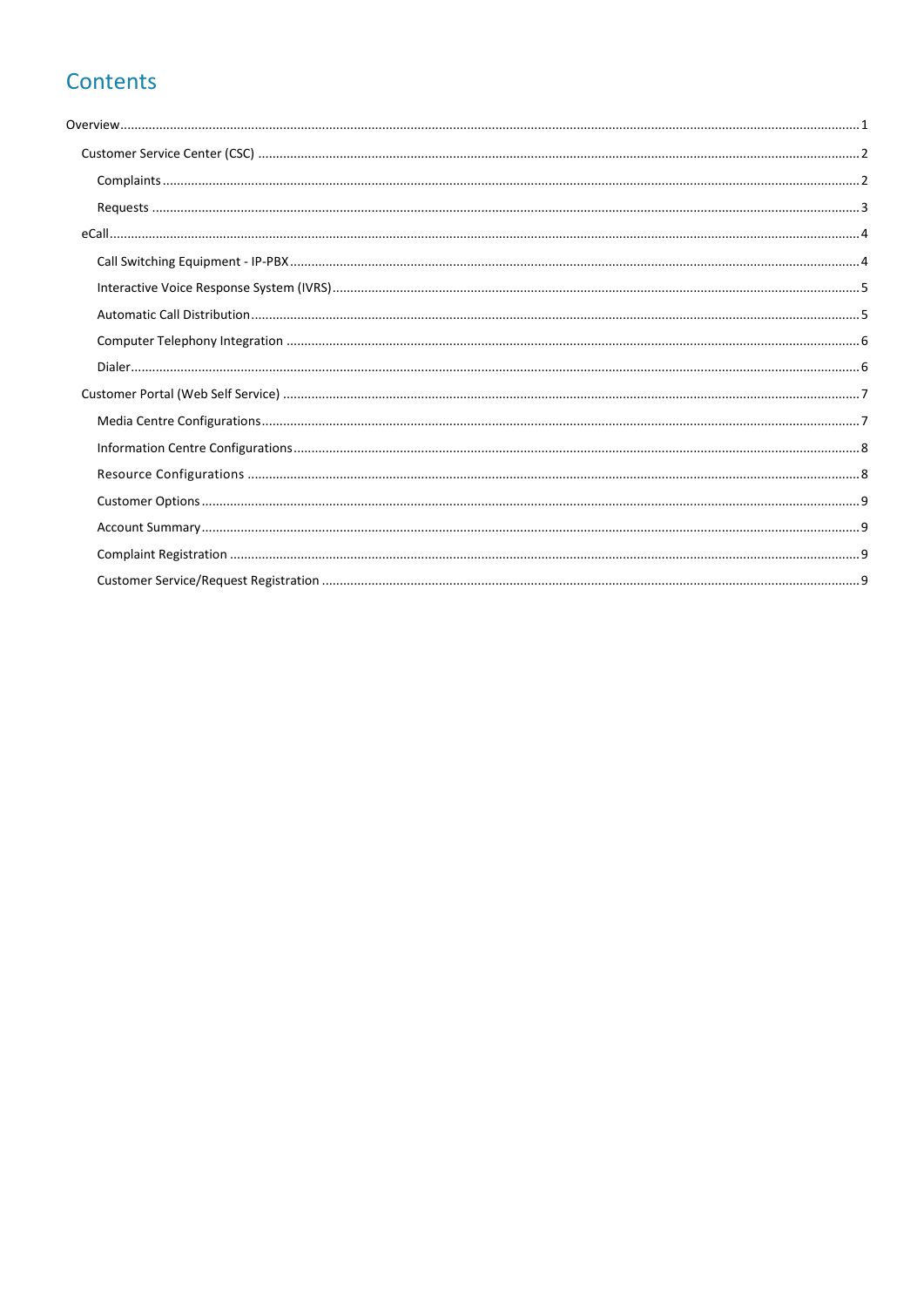# Contents

- Overview ..... 1
  - Customer Service Center (CSC) ..... 2
    - Complaints ..... 2
    - Requests ..... 3
  - eCall ..... 4
    - Call Switching Equipment - IP-PBX ..... 4
    - Interactive Voice Response System (IVRS) ..... 5
    - Automatic Call Distribution ..... 5
    - Computer Telephony Integration ..... 6
    - Dialer ..... 6
  - Customer Portal (Web Self Service) ..... 7
    - Media Centre Configurations ..... 7
    - Information Centre Configurations ..... 8
    - Resource Configurations ..... 8
    - Customer Options ..... 9
    - Account Summary ..... 9
    - Complaint Registration ..... 9
    - Customer Service/Request Registration ..... 9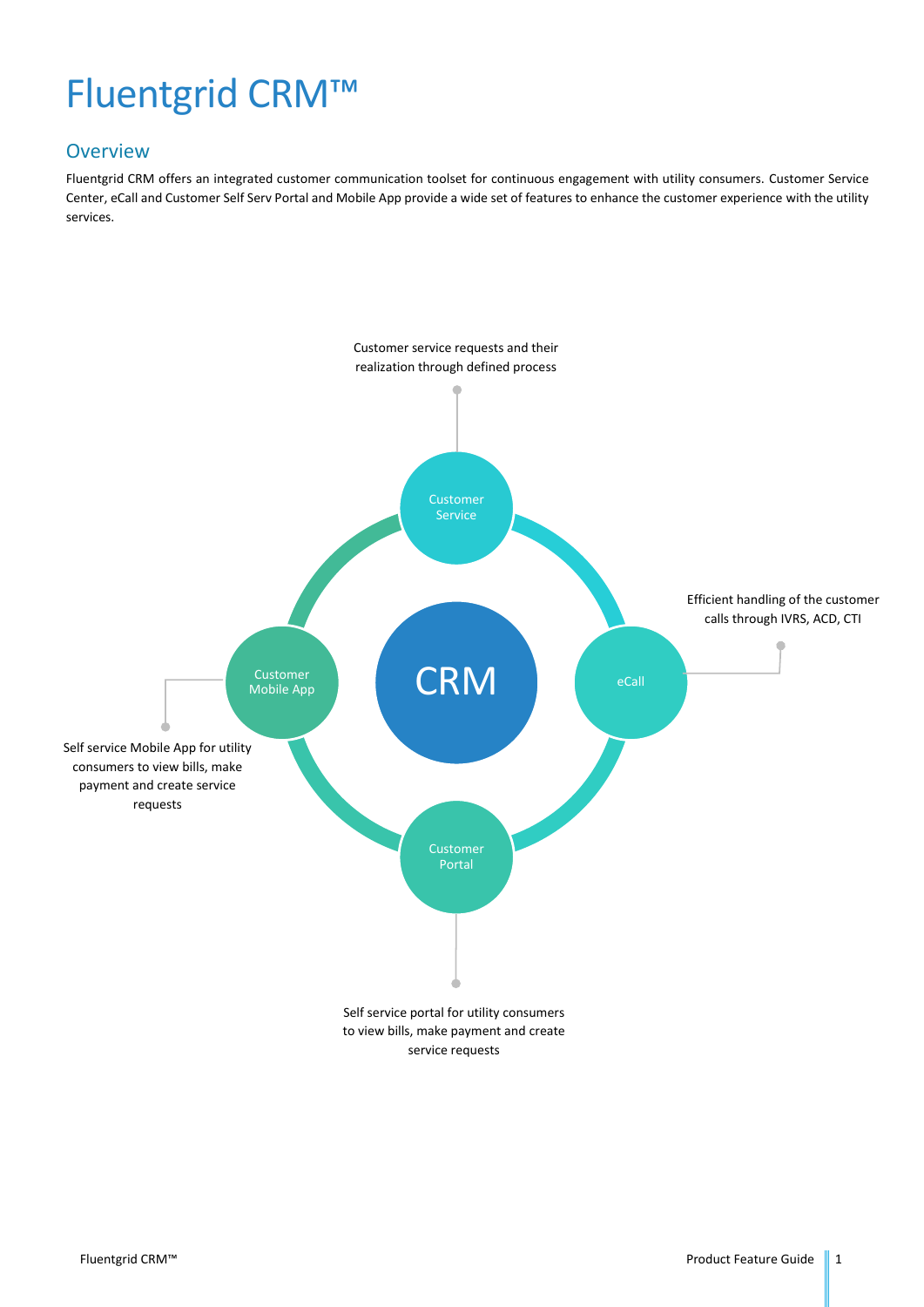# Fluentgrid CRM™

## Overview

Fluentgrid CRM offers an integrated customer communication toolset for continuous engagement with utility consumers. Customer Service Center, eCall and Customer Self Serv Portal and Mobile App provide a wide set of features to enhance the customer experience with the utility services.

Customer service requests and their realization through defined process

Customer Service

eCall

Efficient handling of the customer calls through IVRS, ACD, CTI

CRM

Customer Mobile App

Self service Mobile App for utility consumers to view bills, make payment and create service requests

Customer Portal

Self service portal for utility consumers to view bills, make payment and create service requests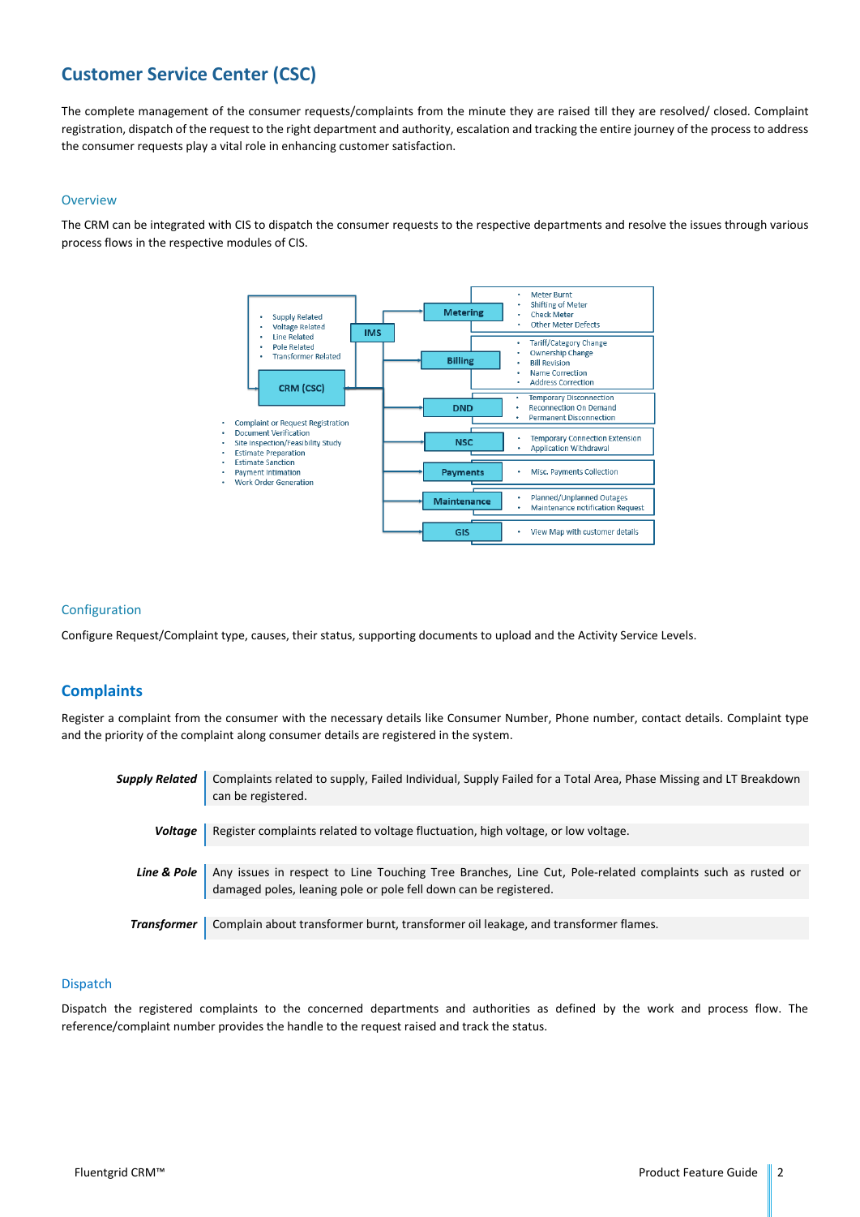# Customer Service Center (CSC)

The complete management of the consumer requests/complaints from the minute they are raised till they are resolved/ closed. Complaint registration, dispatch of the request to the right department and authority, escalation and tracking the entire journey of the process to address the consumer requests play a vital role in enhancing customer satisfaction.

## Overview

The CRM can be integrated with CIS to dispatch the consumer requests to the respective departments and resolve the issues through various process flows in the respective modules of CIS.

- Supply Related
- Voltage Related
- Line Related
- Pole Related
- Transformer Related

IMS

CRM (CSC)

- Complaint or Request Registration
- Document Verification
- Site Inspection/Feasibility Study
- Estimate Preparation
- Estimate Sanction
- Payment Intimation
- Work Order Generation

**Metering**
- Meter Burnt
- Shifting of Meter
- Check Meter
- Other Meter Defects

**Billing**
- Tariff/Category Change
- Ownership Change
- Bill Revision
- Name Correction
- Address Correction

**DND**
- Temporary Disconnection
- Reconnection On Demand
- Permanent Disconnection

**NSC**
- Temporary Connection Extension
- Application Withdrawal

**Payments**
- Misc. Payments Collection

**Maintenance**
- Planned/Unplanned Outages
- Maintenance notification Request

**GIS**
- View Map with customer details

## Configuration

Configure Request/Complaint type, causes, their status, supporting documents to upload and the Activity Service Levels.

# Complaints

Register a complaint from the consumer with the necessary details like Consumer Number, Phone number, contact details. Complaint type and the priority of the complaint along consumer details are registered in the system.

| | |
|---|---|
| ***Supply Related*** | Complaints related to supply, Failed Individual, Supply Failed for a Total Area, Phase Missing and LT Breakdown can be registered. |
| ***Voltage*** | Register complaints related to voltage fluctuation, high voltage, or low voltage. |
| ***Line & Pole*** | Any issues in respect to Line Touching Tree Branches, Line Cut, Pole-related complaints such as rusted or damaged poles, leaning pole or pole fell down can be registered. |
| ***Transformer*** | Complain about transformer burnt, transformer oil leakage, and transformer flames. |

## Dispatch

Dispatch the registered complaints to the concerned departments and authorities as defined by the work and process flow. The reference/complaint number provides the handle to the request raised and track the status.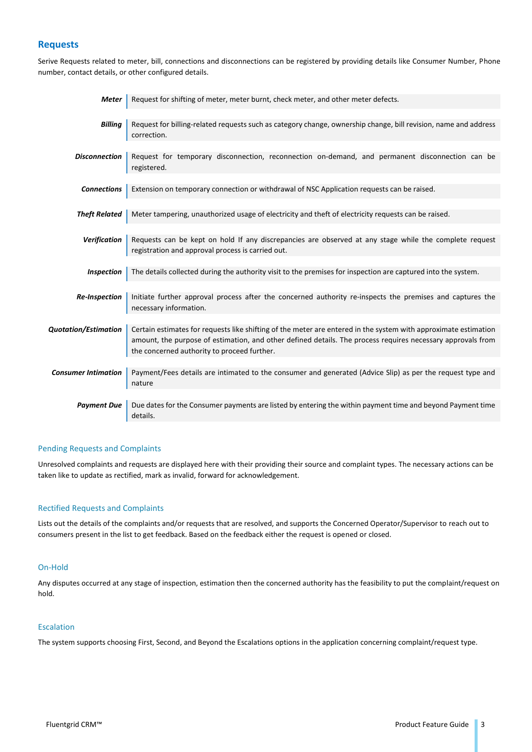## Requests

Serive Requests related to meter, bill, connections and disconnections can be registered by providing details like Consumer Number, Phone number, contact details, or other configured details.

| | |
|---|---|
| ***Meter*** | Request for shifting of meter, meter burnt, check meter, and other meter defects. |
| ***Billing*** | Request for billing-related requests such as category change, ownership change, bill revision, name and address correction. |
| ***Disconnection*** | Request for temporary disconnection, reconnection on-demand, and permanent disconnection can be registered. |
| ***Connections*** | Extension on temporary connection or withdrawal of NSC Application requests can be raised. |
| ***Theft Related*** | Meter tampering, unauthorized usage of electricity and theft of electricity requests can be raised. |
| ***Verification*** | Requests can be kept on hold If any discrepancies are observed at any stage while the complete request registration and approval process is carried out. |
| ***Inspection*** | The details collected during the authority visit to the premises for inspection are captured into the system. |
| ***Re-Inspection*** | Initiate further approval process after the concerned authority re-inspects the premises and captures the necessary information. |
| ***Quotation/Estimation*** | Certain estimates for requests like shifting of the meter are entered in the system with approximate estimation amount, the purpose of estimation, and other defined details. The process requires necessary approvals from the concerned authority to proceed further. |
| ***Consumer Intimation*** | Payment/Fees details are intimated to the consumer and generated (Advice Slip) as per the request type and nature |
| ***Payment Due*** | Due dates for the Consumer payments are listed by entering the within payment time and beyond Payment time details. |

### Pending Requests and Complaints

Unresolved complaints and requests are displayed here with their providing their source and complaint types. The necessary actions can be taken like to update as rectified, mark as invalid, forward for acknowledgement.

### Rectified Requests and Complaints

Lists out the details of the complaints and/or requests that are resolved, and supports the Concerned Operator/Supervisor to reach out to consumers present in the list to get feedback. Based on the feedback either the request is opened or closed.

### On-Hold

Any disputes occurred at any stage of inspection, estimation then the concerned authority has the feasibility to put the complaint/request on hold.

### Escalation

The system supports choosing First, Second, and Beyond the Escalations options in the application concerning complaint/request type.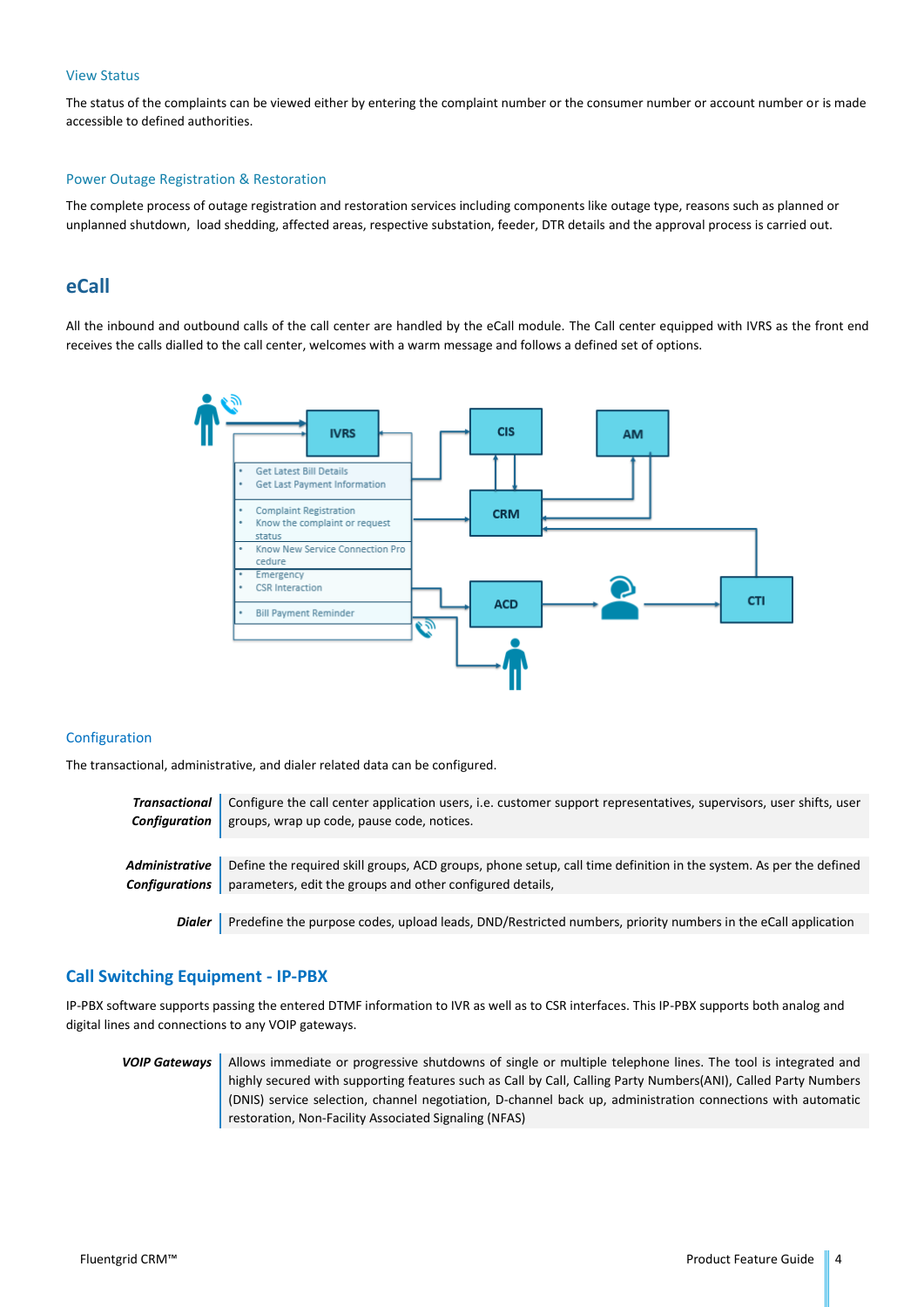### View Status

The status of the complaints can be viewed either by entering the complaint number or the consumer number or account number or is made accessible to defined authorities.

### Power Outage Registration & Restoration

The complete process of outage registration and restoration services including components like outage type, reasons such as planned or unplanned shutdown, load shedding, affected areas, respective substation, feeder, DTR details and the approval process is carried out.

## eCall

All the inbound and outbound calls of the call center are handled by the eCall module. The Call center equipped with IVRS as the front end receives the calls dialled to the call center, welcomes with a warm message and follows a defined set of options.

### Configuration

The transactional, administrative, and dialer related data can be configured.

| | |
|---|---|
| ***Transactional Configuration*** | Configure the call center application users, i.e. customer support representatives, supervisors, user shifts, user groups, wrap up code, pause code, notices. |
| ***Administrative Configurations*** | Define the required skill groups, ACD groups, phone setup, call time definition in the system. As per the defined parameters, edit the groups and other configured details, |
| ***Dialer*** | Predefine the purpose codes, upload leads, DND/Restricted numbers, priority numbers in the eCall application |

## Call Switching Equipment - IP-PBX

IP-PBX software supports passing the entered DTMF information to IVR as well as to CSR interfaces. This IP-PBX supports both analog and digital lines and connections to any VOIP gateways.

| | |
|---|---|
| ***VOIP Gateways*** | Allows immediate or progressive shutdowns of single or multiple telephone lines. The tool is integrated and highly secured with supporting features such as Call by Call, Calling Party Numbers(ANI), Called Party Numbers (DNIS) service selection, channel negotiation, D-channel back up, administration connections with automatic restoration, Non-Facility Associated Signaling (NFAS) |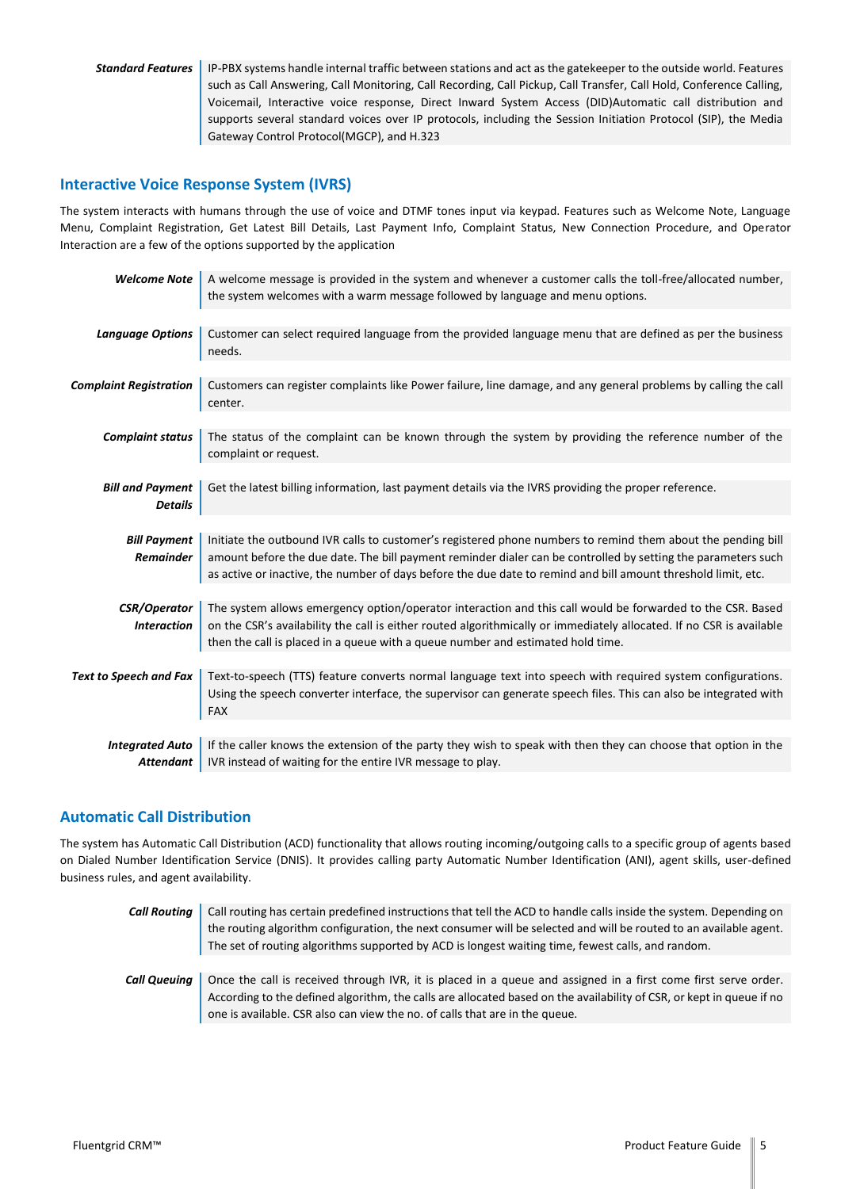| | |
|---|---|
| ***Standard Features*** | IP-PBX systems handle internal traffic between stations and act as the gatekeeper to the outside world. Features such as Call Answering, Call Monitoring, Call Recording, Call Pickup, Call Transfer, Call Hold, Conference Calling, Voicemail, Interactive voice response, Direct Inward System Access (DID)Automatic call distribution and supports several standard voices over IP protocols, including the Session Initiation Protocol (SIP), the Media Gateway Control Protocol(MGCP), and H.323 |

## Interactive Voice Response System (IVRS)

The system interacts with humans through the use of voice and DTMF tones input via keypad. Features such as Welcome Note, Language Menu, Complaint Registration, Get Latest Bill Details, Last Payment Info, Complaint Status, New Connection Procedure, and Operator Interaction are a few of the options supported by the application

| | |
|---|---|
| ***Welcome Note*** | A welcome message is provided in the system and whenever a customer calls the toll-free/allocated number, the system welcomes with a warm message followed by language and menu options. |
| ***Language Options*** | Customer can select required language from the provided language menu that are defined as per the business needs. |
| ***Complaint Registration*** | Customers can register complaints like Power failure, line damage, and any general problems by calling the call center. |
| ***Complaint status*** | The status of the complaint can be known through the system by providing the reference number of the complaint or request. |
| ***Bill and Payment Details*** | Get the latest billing information, last payment details via the IVRS providing the proper reference. |
| ***Bill Payment Remainder*** | Initiate the outbound IVR calls to customer's registered phone numbers to remind them about the pending bill amount before the due date. The bill payment reminder dialer can be controlled by setting the parameters such as active or inactive, the number of days before the due date to remind and bill amount threshold limit, etc. |
| ***CSR/Operator Interaction*** | The system allows emergency option/operator interaction and this call would be forwarded to the CSR. Based on the CSR's availability the call is either routed algorithmically or immediately allocated. If no CSR is available then the call is placed in a queue with a queue number and estimated hold time. |
| ***Text to Speech and Fax*** | Text-to-speech (TTS) feature converts normal language text into speech with required system configurations. Using the speech converter interface, the supervisor can generate speech files. This can also be integrated with FAX |
| ***Integrated Auto Attendant*** | If the caller knows the extension of the party they wish to speak with then they can choose that option in the IVR instead of waiting for the entire IVR message to play. |

## Automatic Call Distribution

The system has Automatic Call Distribution (ACD) functionality that allows routing incoming/outgoing calls to a specific group of agents based on Dialed Number Identification Service (DNIS). It provides calling party Automatic Number Identification (ANI), agent skills, user-defined business rules, and agent availability.

| | |
|---|---|
| ***Call Routing*** | Call routing has certain predefined instructions that tell the ACD to handle calls inside the system. Depending on the routing algorithm configuration, the next consumer will be selected and will be routed to an available agent. The set of routing algorithms supported by ACD is longest waiting time, fewest calls, and random. |
| ***Call Queuing*** | Once the call is received through IVR, it is placed in a queue and assigned in a first come first serve order. According to the defined algorithm, the calls are allocated based on the availability of CSR, or kept in queue if no one is available. CSR also can view the no. of calls that are in the queue. |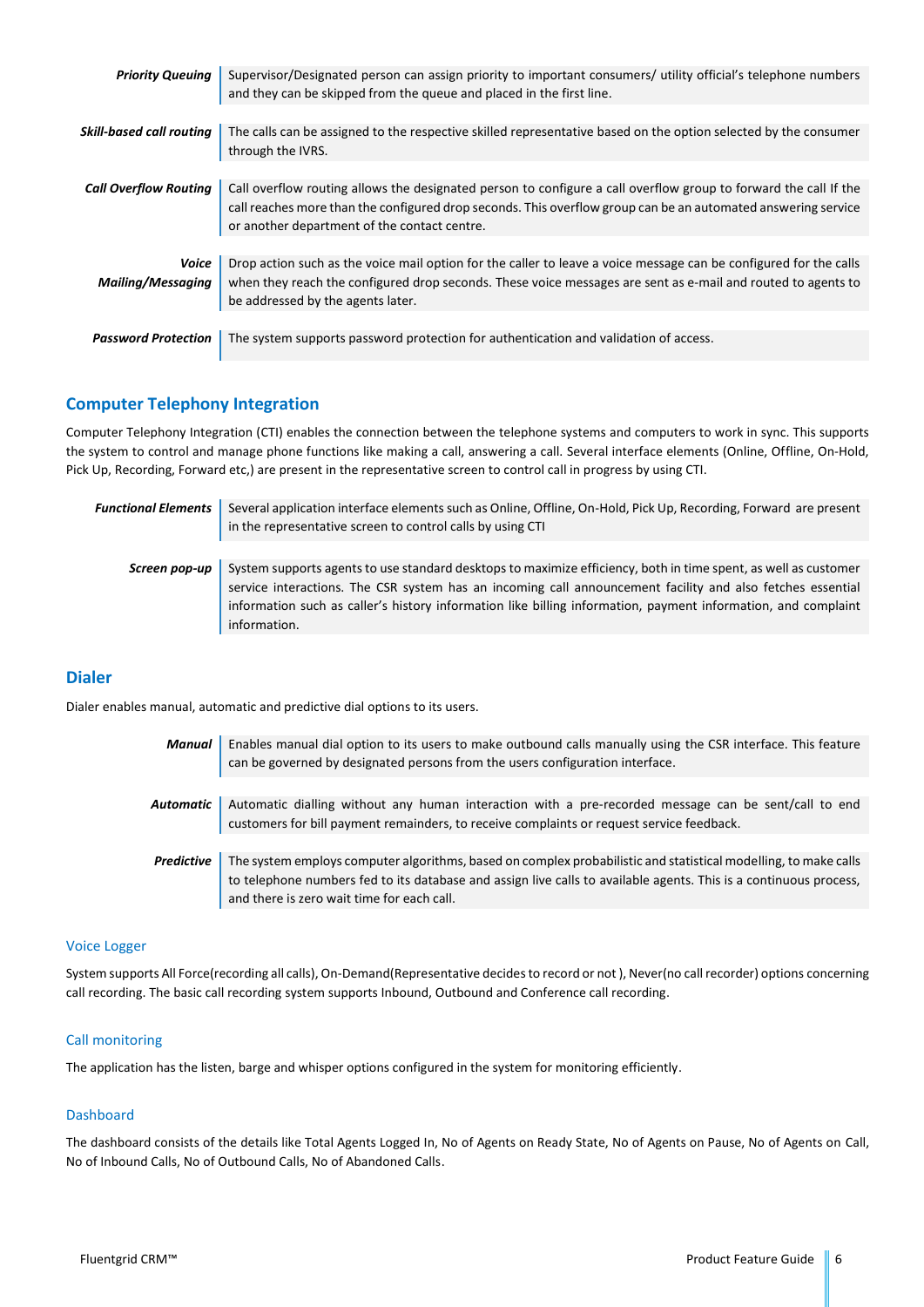| | |
|---|---|
| ***Priority Queuing*** | Supervisor/Designated person can assign priority to important consumers/ utility official's telephone numbers and they can be skipped from the queue and placed in the first line. |
| ***Skill-based call routing*** | The calls can be assigned to the respective skilled representative based on the option selected by the consumer through the IVRS. |
| ***Call Overflow Routing*** | Call overflow routing allows the designated person to configure a call overflow group to forward the call If the call reaches more than the configured drop seconds. This overflow group can be an automated answering service or another department of the contact centre. |
| ***Voice Mailing/Messaging*** | Drop action such as the voice mail option for the caller to leave a voice message can be configured for the calls when they reach the configured drop seconds. These voice messages are sent as e-mail and routed to agents to be addressed by the agents later. |
| ***Password Protection*** | The system supports password protection for authentication and validation of access. |

## Computer Telephony Integration

Computer Telephony Integration (CTI) enables the connection between the telephone systems and computers to work in sync. This supports the system to control and manage phone functions like making a call, answering a call. Several interface elements (Online, Offline, On-Hold, Pick Up, Recording, Forward etc,) are present in the representative screen to control call in progress by using CTI.

| | |
|---|---|
| ***Functional Elements*** | Several application interface elements such as Online, Offline, On-Hold, Pick Up, Recording, Forward are present in the representative screen to control calls by using CTI |
| ***Screen pop-up*** | System supports agents to use standard desktops to maximize efficiency, both in time spent, as well as customer service interactions. The CSR system has an incoming call announcement facility and also fetches essential information such as caller's history information like billing information, payment information, and complaint information. |

## Dialer

Dialer enables manual, automatic and predictive dial options to its users.

| | |
|---|---|
| ***Manual*** | Enables manual dial option to its users to make outbound calls manually using the CSR interface. This feature can be governed by designated persons from the users configuration interface. |
| ***Automatic*** | Automatic dialling without any human interaction with a pre-recorded message can be sent/call to end customers for bill payment remainders, to receive complaints or request service feedback. |
| ***Predictive*** | The system employs computer algorithms, based on complex probabilistic and statistical modelling, to make calls to telephone numbers fed to its database and assign live calls to available agents. This is a continuous process, and there is zero wait time for each call. |

### Voice Logger

System supports All Force(recording all calls), On-Demand(Representative decides to record or not ), Never(no call recorder) options concerning call recording. The basic call recording system supports Inbound, Outbound and Conference call recording.

### Call monitoring

The application has the listen, barge and whisper options configured in the system for monitoring efficiently.

### Dashboard

The dashboard consists of the details like Total Agents Logged In, No of Agents on Ready State, No of Agents on Pause, No of Agents on Call, No of Inbound Calls, No of Outbound Calls, No of Abandoned Calls.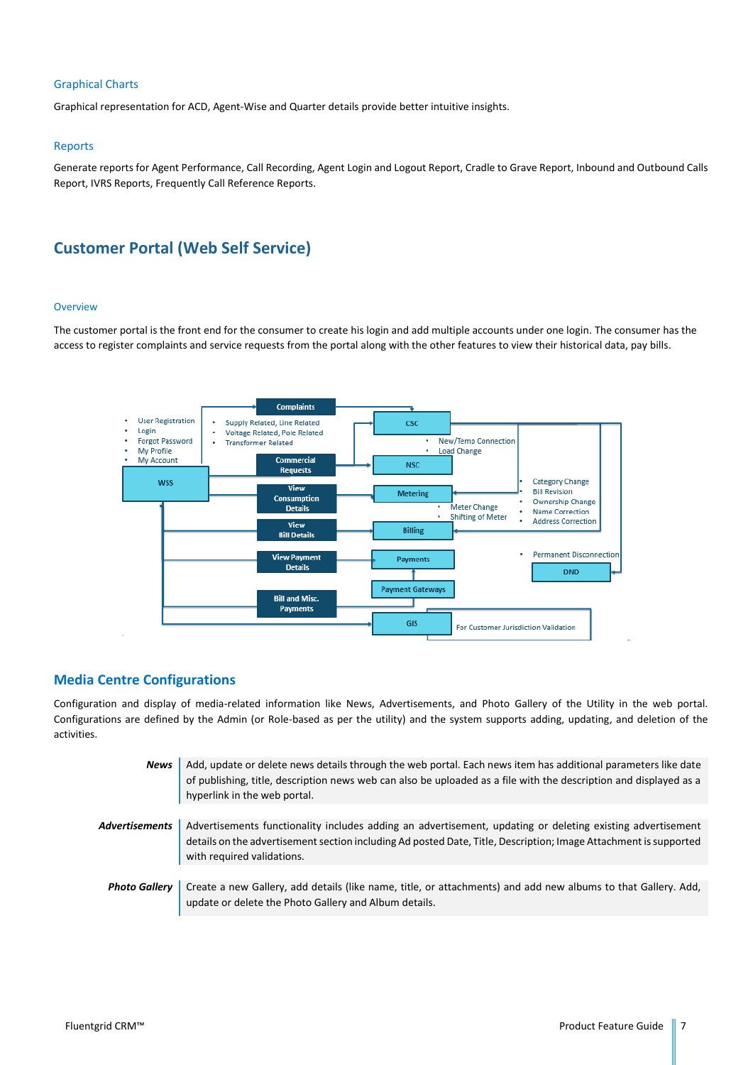### Graphical Charts

Graphical representation for ACD, Agent-Wise and Quarter details provide better intuitive insights.

### Reports

Generate reports for Agent Performance, Call Recording, Agent Login and Logout Report, Cradle to Grave Report, Inbound and Outbound Calls Report, IVRS Reports, Frequently Call Reference Reports.

## Customer Portal (Web Self Service)

### Overview

The customer portal is the front end for the consumer to create his login and add multiple accounts under one login. The consumer has the access to register complaints and service requests from the portal along with the other features to view their historical data, pay bills.

- User Registration
- Login
- Forgot Password
- My Profile
- My Account

WSS

Complaints
- Supply Related, Line Related
- Voltage Related, Pole Related
- Transformer Related

Commercial Requests

View Consumption Details

View Bill Details

View Payment Details

Bill and Misc. Payments

CSC
- New/Temp Connection
- Load Change

NSC

Metering
- Meter Change
- Shifting of Meter

Billing
- Category Change
- Bill Revision
- Ownership Change
- Name Correction
- Address Correction

Payments

Payment Gateways

- Permanent Disconnection

DND

GIS

For Customer Jurisdiction Validation

## Media Centre Configurations

Configuration and display of media-related information like News, Advertisements, and Photo Gallery of the Utility in the web portal. Configurations are defined by the Admin (or Role-based as per the utility) and the system supports adding, updating, and deletion of the activities.

| | |
|---|---|
| ***News*** | Add, update or delete news details through the web portal. Each news item has additional parameters like date of publishing, title, description news web can also be uploaded as a file with the description and displayed as a hyperlink in the web portal. |
| ***Advertisements*** | Advertisements functionality includes adding an advertisement, updating or deleting existing advertisement details on the advertisement section including Ad posted Date, Title, Description; Image Attachment is supported with required validations. |
| ***Photo Gallery*** | Create a new Gallery, add details (like name, title, or attachments) and add new albums to that Gallery. Add, update or delete the Photo Gallery and Album details. |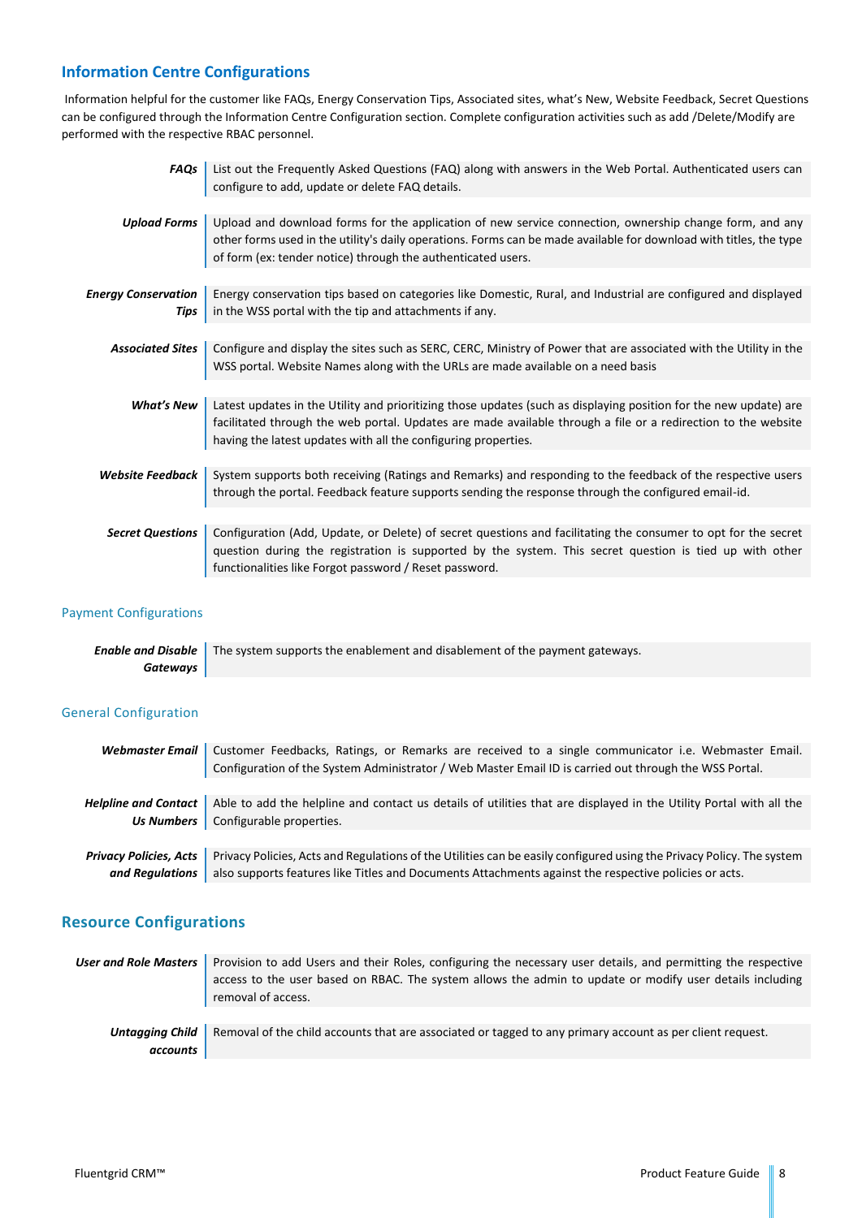## Information Centre Configurations

Information helpful for the customer like FAQs, Energy Conservation Tips, Associated sites, what's New, Website Feedback, Secret Questions can be configured through the Information Centre Configuration section. Complete configuration activities such as add /Delete/Modify are performed with the respective RBAC personnel.

| | |
|---|---|
| ***FAQs*** | List out the Frequently Asked Questions (FAQ) along with answers in the Web Portal. Authenticated users can configure to add, update or delete FAQ details. |
| ***Upload Forms*** | Upload and download forms for the application of new service connection, ownership change form, and any other forms used in the utility's daily operations. Forms can be made available for download with titles, the type of form (ex: tender notice) through the authenticated users. |
| ***Energy Conservation Tips*** | Energy conservation tips based on categories like Domestic, Rural, and Industrial are configured and displayed in the WSS portal with the tip and attachments if any. |
| ***Associated Sites*** | Configure and display the sites such as SERC, CERC, Ministry of Power that are associated with the Utility in the WSS portal. Website Names along with the URLs are made available on a need basis |
| ***What's New*** | Latest updates in the Utility and prioritizing those updates (such as displaying position for the new update) are facilitated through the web portal. Updates are made available through a file or a redirection to the website having the latest updates with all the configuring properties. |
| ***Website Feedback*** | System supports both receiving (Ratings and Remarks) and responding to the feedback of the respective users through the portal. Feedback feature supports sending the response through the configured email-id. |
| ***Secret Questions*** | Configuration (Add, Update, or Delete) of secret questions and facilitating the consumer to opt for the secret question during the registration is supported by the system. This secret question is tied up with other functionalities like Forgot password / Reset password. |

### Payment Configurations

| | |
|---|---|
| ***Enable and Disable Gateways*** | The system supports the enablement and disablement of the payment gateways. |

### General Configuration

| | |
|---|---|
| ***Webmaster Email*** | Customer Feedbacks, Ratings, or Remarks are received to a single communicator i.e. Webmaster Email. Configuration of the System Administrator / Web Master Email ID is carried out through the WSS Portal. |
| ***Helpline and Contact Us Numbers*** | Able to add the helpline and contact us details of utilities that are displayed in the Utility Portal with all the Configurable properties. |
| ***Privacy Policies, Acts and Regulations*** | Privacy Policies, Acts and Regulations of the Utilities can be easily configured using the Privacy Policy. The system also supports features like Titles and Documents Attachments against the respective policies or acts. |

## Resource Configurations

| | |
|---|---|
| ***User and Role Masters*** | Provision to add Users and their Roles, configuring the necessary user details, and permitting the respective access to the user based on RBAC. The system allows the admin to update or modify user details including removal of access. |
| ***Untagging Child accounts*** | Removal of the child accounts that are associated or tagged to any primary account as per client request. |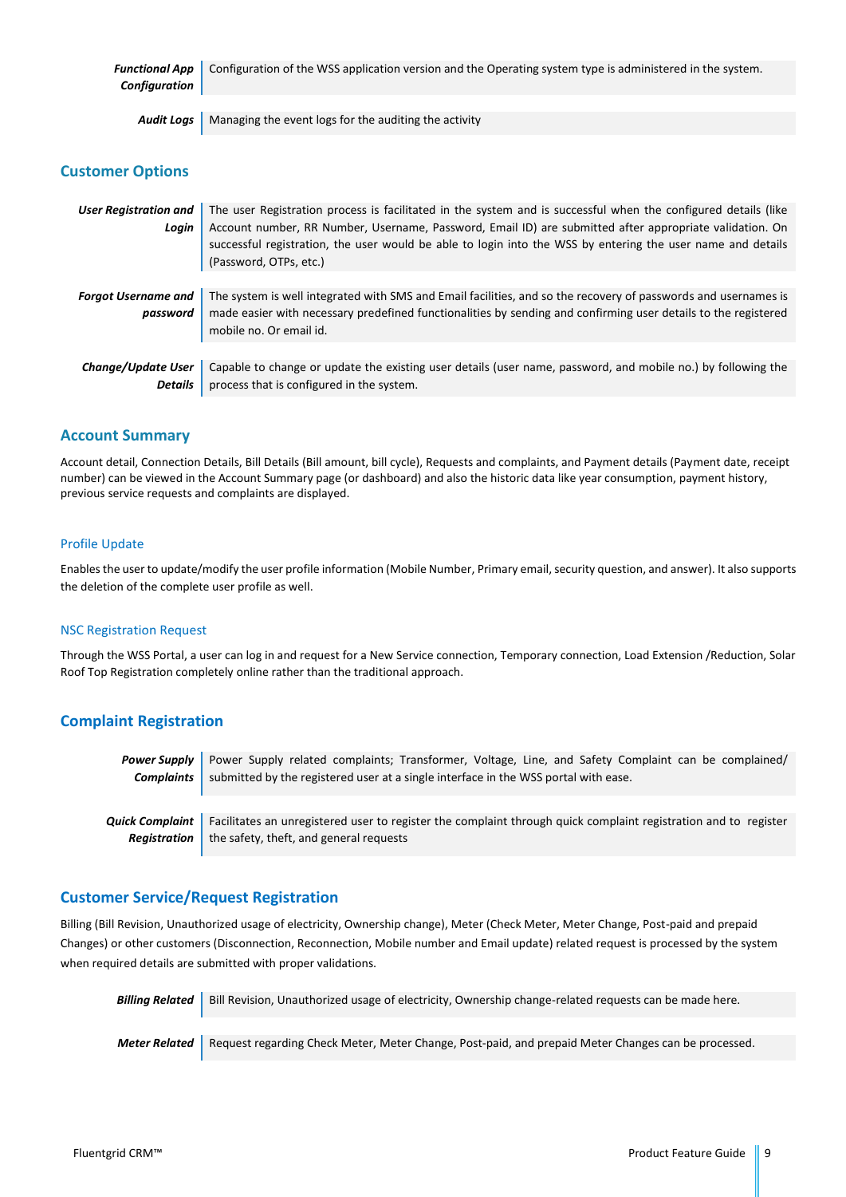| | |
|---|---|
| ***Functional App Configuration*** | Configuration of the WSS application version and the Operating system type is administered in the system. |
| ***Audit Logs*** | Managing the event logs for the auditing the activity |

## Customer Options

| | |
|---|---|
| ***User Registration and Login*** | The user Registration process is facilitated in the system and is successful when the configured details (like Account number, RR Number, Username, Password, Email ID) are submitted after appropriate validation. On successful registration, the user would be able to login into the WSS by entering the user name and details (Password, OTPs, etc.) |
| ***Forgot Username and password*** | The system is well integrated with SMS and Email facilities, and so the recovery of passwords and usernames is made easier with necessary predefined functionalities by sending and confirming user details to the registered mobile no. Or email id. |
| ***Change/Update User Details*** | Capable to change or update the existing user details (user name, password, and mobile no.) by following the process that is configured in the system. |

## Account Summary

Account detail, Connection Details, Bill Details (Bill amount, bill cycle), Requests and complaints, and Payment details (Payment date, receipt number) can be viewed in the Account Summary page (or dashboard) and also the historic data like year consumption, payment history, previous service requests and complaints are displayed.

### Profile Update

Enables the user to update/modify the user profile information (Mobile Number, Primary email, security question, and answer). It also supports the deletion of the complete user profile as well.

### NSC Registration Request

Through the WSS Portal, a user can log in and request for a New Service connection, Temporary connection, Load Extension /Reduction, Solar Roof Top Registration completely online rather than the traditional approach.

## Complaint Registration

| | |
|---|---|
| ***Power Supply Complaints*** | Power Supply related complaints; Transformer, Voltage, Line, and Safety Complaint can be complained/ submitted by the registered user at a single interface in the WSS portal with ease. |
| ***Quick Complaint Registration*** | Facilitates an unregistered user to register the complaint through quick complaint registration and to register the safety, theft, and general requests |

## Customer Service/Request Registration

Billing (Bill Revision, Unauthorized usage of electricity, Ownership change), Meter (Check Meter, Meter Change, Post-paid and prepaid Changes) or other customers (Disconnection, Reconnection, Mobile number and Email update) related request is processed by the system when required details are submitted with proper validations.

| | |
|---|---|
| ***Billing Related*** | Bill Revision, Unauthorized usage of electricity, Ownership change-related requests can be made here. |
| ***Meter Related*** | Request regarding Check Meter, Meter Change, Post-paid, and prepaid Meter Changes can be processed. |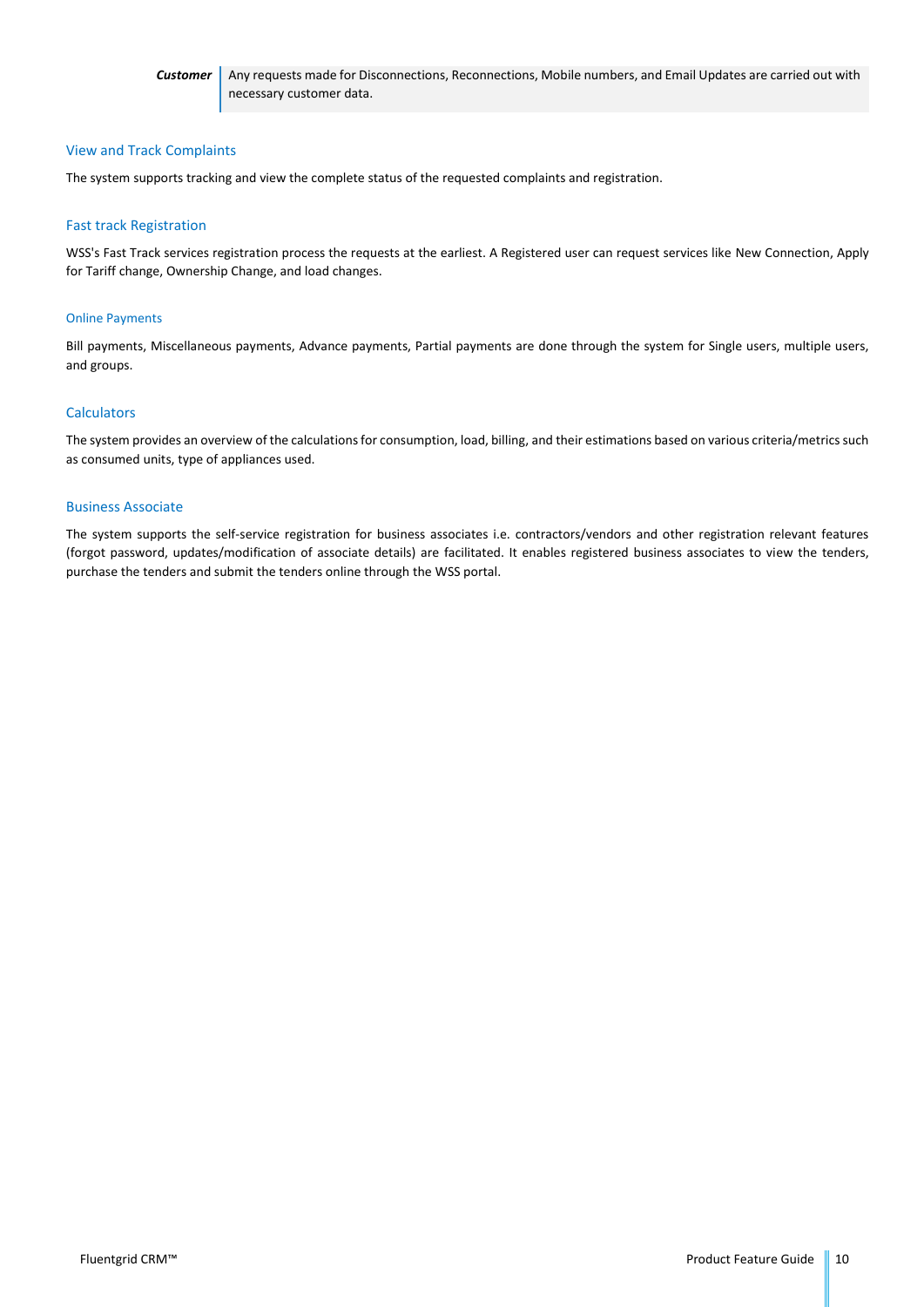| | |
|---|---|
| ***Customer*** | Any requests made for Disconnections, Reconnections, Mobile numbers, and Email Updates are carried out with necessary customer data. |

### View and Track Complaints

The system supports tracking and view the complete status of the requested complaints and registration.

### Fast track Registration

WSS's Fast Track services registration process the requests at the earliest. A Registered user can request services like New Connection, Apply for Tariff change, Ownership Change, and load changes.

#### Online Payments

Bill payments, Miscellaneous payments, Advance payments, Partial payments are done through the system for Single users, multiple users, and groups.

### Calculators

The system provides an overview of the calculations for consumption, load, billing, and their estimations based on various criteria/metrics such as consumed units, type of appliances used.

### Business Associate

The system supports the self-service registration for business associates i.e. contractors/vendors and other registration relevant features (forgot password, updates/modification of associate details) are facilitated. It enables registered business associates to view the tenders, purchase the tenders and submit the tenders online through the WSS portal.